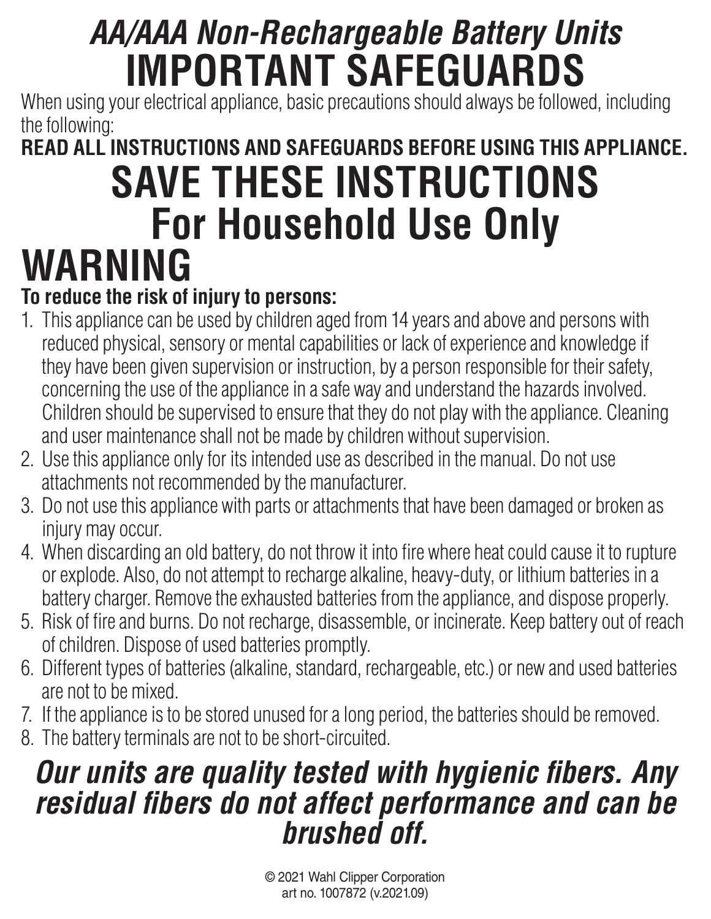# *AA/AAA Non-Rechargeable Battery Units*

# IMPORTANT SAFEGUARDS

When using your electrical appliance, basic precautions should always be followed, including the following:

**READ ALL INSTRUCTIONS AND SAFEGUARDS BEFORE USING THIS APPLIANCE.**

# SAVE THESE INSTRUCTIONS

## For Household Use Only

# WARNING

**To reduce the risk of injury to persons:**

1. This appliance can be used by children aged from 14 years and above and persons with reduced physical, sensory or mental capabilities or lack of experience and knowledge if they have been given supervision or instruction, by a person responsible for their safety, concerning the use of the appliance in a safe way and understand the hazards involved. Children should be supervised to ensure that they do not play with the appliance. Cleaning and user maintenance shall not be made by children without supervision.
2. Use this appliance only for its intended use as described in the manual. Do not use attachments not recommended by the manufacturer.
3. Do not use this appliance with parts or attachments that have been damaged or broken as injury may occur.
4. When discarding an old battery, do not throw it into fire where heat could cause it to rupture or explode. Also, do not attempt to recharge alkaline, heavy-duty, or lithium batteries in a battery charger. Remove the exhausted batteries from the appliance, and dispose properly.
5. Risk of fire and burns. Do not recharge, disassemble, or incinerate. Keep battery out of reach of children. Dispose of used batteries promptly.
6. Different types of batteries (alkaline, standard, rechargeable, etc.) or new and used batteries are not to be mixed.
7. If the appliance is to be stored unused for a long period, the batteries should be removed.
8. The battery terminals are not to be short-circuited.

***Our units are quality tested with hygienic fibers. Any residual fibers do not affect performance and can be brushed off.***

© 2021 Wahl Clipper Corporation
art no. 1007872 (v.2021.09)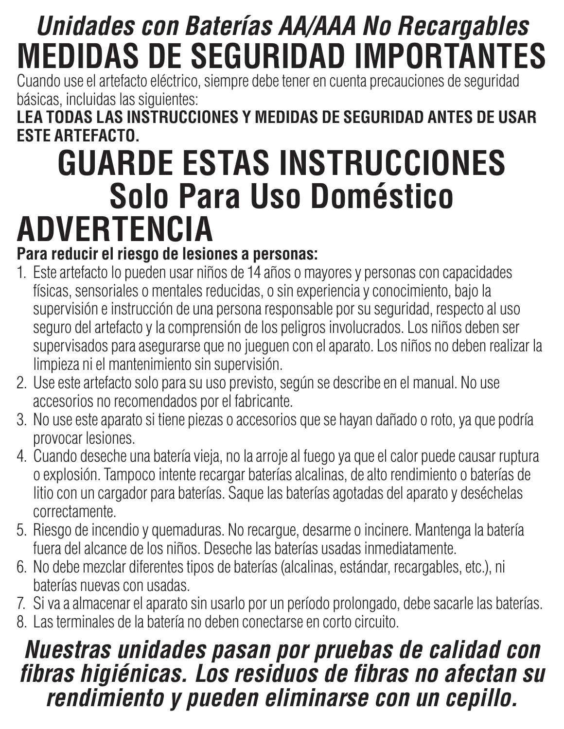*Unidades con Baterías AA/AAA No Recargables*

# MEDIDAS DE SEGURIDAD IMPORTANTES

Cuando use el artefacto eléctrico, siempre debe tener en cuenta precauciones de seguridad básicas, incluidas las siguientes:

**LEA TODAS LAS INSTRUCCIONES Y MEDIDAS DE SEGURIDAD ANTES DE USAR ESTE ARTEFACTO.**

# GUARDE ESTAS INSTRUCCIONES

## Solo Para Uso Doméstico

# ADVERTENCIA

**Para reducir el riesgo de lesiones a personas:**

1. Este artefacto lo pueden usar niños de 14 años o mayores y personas con capacidades físicas, sensoriales o mentales reducidas, o sin experiencia y conocimiento, bajo la supervisión e instrucción de una persona responsable por su seguridad, respecto al uso seguro del artefacto y la comprensión de los peligros involucrados. Los niños deben ser supervisados para asegurarse que no jueguen con el aparato. Los niños no deben realizar la limpieza ni el mantenimiento sin supervisión.
2. Use este artefacto solo para su uso previsto, según se describe en el manual. No use accesorios no recomendados por el fabricante.
3. No use este aparato si tiene piezas o accesorios que se hayan dañado o roto, ya que podría provocar lesiones.
4. Cuando deseche una batería vieja, no la arroje al fuego ya que el calor puede causar ruptura o explosión. Tampoco intente recargar baterías alcalinas, de alto rendimiento o baterías de litio con un cargador para baterías. Saque las baterías agotadas del aparato y deséchelas correctamente.
5. Riesgo de incendio y quemaduras. No recargue, desarme o incinere. Mantenga la batería fuera del alcance de los niños. Deseche las baterías usadas inmediatamente.
6. No debe mezclar diferentes tipos de baterías (alcalinas, estándar, recargables, etc.), ni baterías nuevas con usadas.
7. Si va a almacenar el aparato sin usarlo por un período prolongado, debe sacarle las baterías.
8. Las terminales de la batería no deben conectarse en corto circuito.

***Nuestras unidades pasan por pruebas de calidad con fibras higiénicas. Los residuos de fibras no afectan su rendimiento y pueden eliminarse con un cepillo.***